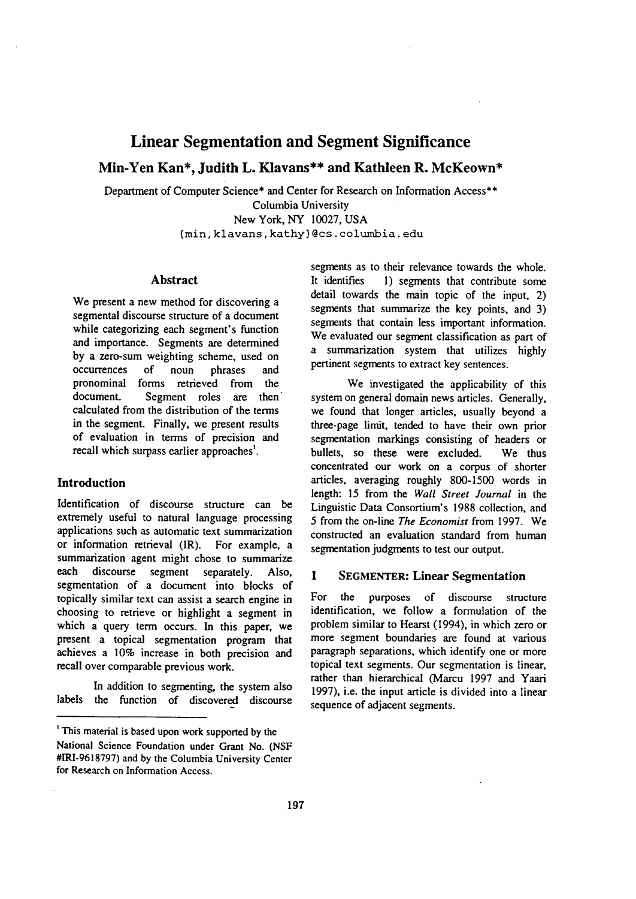# Linear Segmentation and Segment Significance

**Min-Yen Kan\*, Judith L. Klavans\*\* and Kathleen R. McKeown\***

Department of Computer Science\* and Center for Research on Information Access\*\*
Columbia University
New York, NY 10027, USA
{min,klavans,kathy}@cs.columbia.edu

## Abstract

We present a new method for discovering a segmental discourse structure of a document while categorizing each segment's function and importance. Segments are determined by a zero-sum weighting scheme, used on occurrences of noun phrases and pronominal forms retrieved from the document. Segment roles are then calculated from the distribution of the terms in the segment. Finally, we present results of evaluation in terms of precision and recall which surpass earlier approaches[1].

## Introduction

Identification of discourse structure can be extremely useful to natural language processing applications such as automatic text summarization or information retrieval (IR). For example, a summarization agent might chose to summarize each discourse segment separately. Also, segmentation of a document into blocks of topically similar text can assist a search engine in choosing to retrieve or highlight a segment in which a query term occurs. In this paper, we present a topical segmentation program that achieves a 10% increase in both precision and recall over comparable previous work.

In addition to segmenting, the system also labels the function of discovered discourse segments as to their relevance towards the whole. It identifies 1) segments that contribute some detail towards the main topic of the input, 2) segments that summarize the key points, and 3) segments that contain less important information. We evaluated our segment classification as part of a summarization system that utilizes highly pertinent segments to extract key sentences.

We investigated the applicability of this system on general domain news articles. Generally, we found that longer articles, usually beyond a three-page limit, tended to have their own prior segmentation markings consisting of headers or bullets, so these were excluded. We thus concentrated our work on a corpus of shorter articles, averaging roughly 800-1500 words in length: 15 from the *Wall Street Journal* in the Linguistic Data Consortium's 1988 collection, and 5 from the on-line *The Economist* from 1997. We constructed an evaluation standard from human segmentation judgments to test our output.

## 1 SEGMENTER: Linear Segmentation

For the purposes of discourse structure identification, we follow a formulation of the problem similar to Hearst (1994), in which zero or more segment boundaries are found at various paragraph separations, which identify one or more topical text segments. Our segmentation is linear, rather than hierarchical (Marcu 1997 and Yaari 1997), i.e. the input article is divided into a linear sequence of adjacent segments.

[1] This material is based upon work supported by the National Science Foundation under Grant No. (NSF #IRI-9618797) and by the Columbia University Center for Research on Information Access.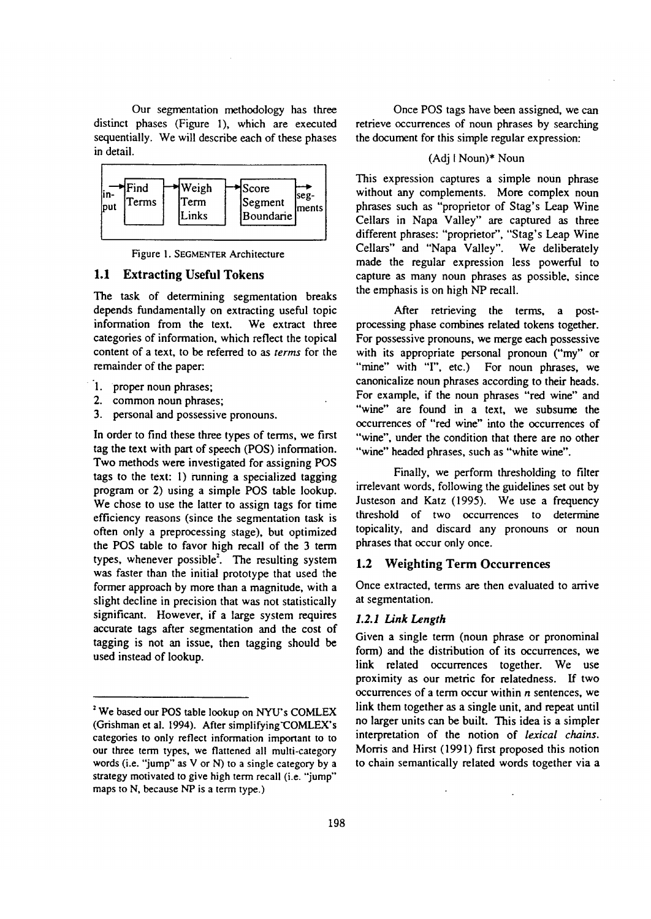Our segmentation methodology has three distinct phases (Figure 1), which are executed sequentially. We will describe each of these phases in detail.

```
in-   → Find   → Weigh  → Score     →  seg-
put     Terms    Term     Segment      ments
                 Links    Boundarie
```

Figure 1. SEGMENTER Architecture

## 1.1 Extracting Useful Tokens

The task of determining segmentation breaks depends fundamentally on extracting useful topic information from the text. We extract three categories of information, which reflect the topical content of a text, to be referred to as *terms* for the remainder of the paper:

1. proper noun phrases;
2. common noun phrases;
3. personal and possessive pronouns.

In order to find these three types of terms, we first tag the text with part of speech (POS) information. Two methods were investigated for assigning POS tags to the text: 1) running a specialized tagging program or 2) using a simple POS table lookup. We chose to use the latter to assign tags for time efficiency reasons (since the segmentation task is often only a preprocessing stage), but optimized the POS table to favor high recall of the 3 term types, whenever possible[2]. The resulting system was faster than the initial prototype that used the former approach by more than a magnitude, with a slight decline in precision that was not statistically significant. However, if a large system requires accurate tags after segmentation and the cost of tagging is not an issue, then tagging should be used instead of lookup.

Once POS tags have been assigned, we can retrieve occurrences of noun phrases by searching the document for this simple regular expression:

(Adj | Noun)* Noun

This expression captures a simple noun phrase without any complements. More complex noun phrases such as "proprietor of Stag's Leap Wine Cellars in Napa Valley" are captured as three different phrases: "proprietor", "Stag's Leap Wine Cellars" and "Napa Valley". We deliberately made the regular expression less powerful to capture as many noun phrases as possible, since the emphasis is on high NP recall.

After retrieving the terms, a post-processing phase combines related tokens together. For possessive pronouns, we merge each possessive with its appropriate personal pronoun ("my" or "mine" with "I", etc.) For noun phrases, we canonicalize noun phrases according to their heads. For example, if the noun phrases "red wine" and "wine" are found in a text, we subsume the occurrences of "red wine" into the occurrences of "wine", under the condition that there are no other "wine" headed phrases, such as "white wine".

Finally, we perform thresholding to filter irrelevant words, following the guidelines set out by Justeson and Katz (1995). We use a frequency threshold of two occurrences to determine topicality, and discard any pronouns or noun phrases that occur only once.

## 1.2 Weighting Term Occurrences

Once extracted, terms are then evaluated to arrive at segmentation.

### *1.2.1 Link Length*

Given a single term (noun phrase or pronominal form) and the distribution of its occurrences, we link related occurrences together. We use proximity as our metric for relatedness. If two occurrences of a term occur within $n$ sentences, we link them together as a single unit, and repeat until no larger units can be built. This idea is a simpler interpretation of the notion of *lexical chains*. Morris and Hirst (1991) first proposed this notion to chain semantically related words together via a

---

[2] We based our POS table lookup on NYU's COMLEX (Grishman et al. 1994). After simplifying COMLEX's categories to only reflect information important to to our three term types, we flattened all multi-category words (i.e. "jump" as V or N) to a single category by a strategy motivated to give high term recall (i.e. "jump" maps to N, because NP is a term type.)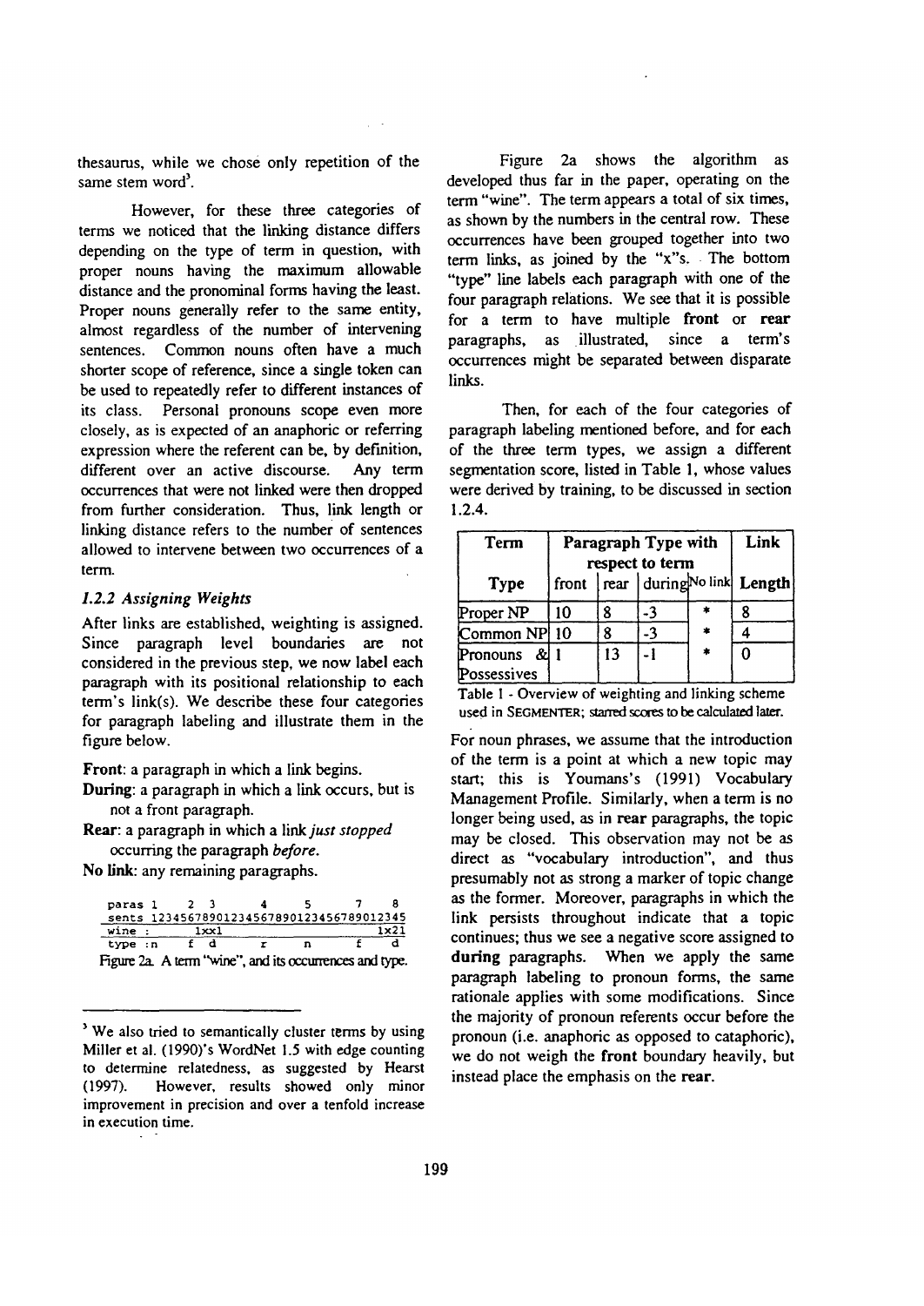thesaurus, while we chose only repetition of the same stem word[3].

However, for these three categories of terms we noticed that the linking distance differs depending on the type of term in question, with proper nouns having the maximum allowable distance and the pronominal forms having the least. Proper nouns generally refer to the same entity, almost regardless of the number of intervening sentences. Common nouns often have a much shorter scope of reference, since a single token can be used to repeatedly refer to different instances of its class. Personal pronouns scope even more closely, as is expected of an anaphoric or referring expression where the referent can be, by definition, different over an active discourse. Any term occurrences that were not linked were then dropped from further consideration. Thus, link length or linking distance refers to the number of sentences allowed to intervene between two occurrences of a term.

### 1.2.2 Assigning Weights

After links are established, weighting is assigned. Since paragraph level boundaries are not considered in the previous step, we now label each paragraph with its positional relationship to each term's link(s). We describe these four categories for paragraph labeling and illustrate them in the figure below.

**Front**: a paragraph in which a link begins.

**During**: a paragraph in which a link occurs, but is not a front paragraph.

**Rear**: a paragraph in which a link *just stopped* occurring the paragraph *before*.

**No link**: any remaining paragraphs.

```
paras 1   2  3        4       5      7    8
sents 12345678901234567890123456789012345
wine :      1xx1                     1x21
type :n   f  d        r       n      f    d
```

Figure 2a. A term "wine", and its occurrences and type.

Figure 2a shows the algorithm as developed thus far in the paper, operating on the term "wine". The term appears a total of six times, as shown by the numbers in the central row. These occurrences have been grouped together into two term links, as joined by the "x"s. The bottom "type" line labels each paragraph with one of the four paragraph relations. We see that it is possible for a term to have multiple **front** or **rear** paragraphs, as illustrated, since a term's occurrences might be separated between disparate links.

Then, for each of the four categories of paragraph labeling mentioned before, and for each of the three term types, we assign a different segmentation score, listed in Table 1, whose values were derived by training, to be discussed in section 1.2.4.

| Term | Paragraph Type with respect to term | | | | Link |
|---|---|---|---|---|---|
| Type | front | rear | during | No link | Length |
| Proper NP | 10 | 8 | -3 | * | 8 |
| Common NP | 10 | 8 | -3 | * | 4 |
| Pronouns & Possessives | 1 | 13 | -1 | * | 0 |

Table 1 - Overview of weighting and linking scheme used in SEGMENTER; starred scores to be calculated later.

For noun phrases, we assume that the introduction of the term is a point at which a new topic may start; this is Youmans's (1991) Vocabulary Management Profile. Similarly, when a term is no longer being used, as in **rear** paragraphs, the topic may be closed. This observation may not be as direct as "vocabulary introduction", and thus presumably not as strong a marker of topic change as the former. Moreover, paragraphs in which the link persists throughout indicate that a topic continues; thus we see a negative score assigned to **during** paragraphs. When we apply the same paragraph labeling to pronoun forms, the same rationale applies with some modifications. Since the majority of pronoun referents occur before the pronoun (i.e. anaphoric as opposed to cataphoric), we do not weigh the **front** boundary heavily, but instead place the emphasis on the **rear**.

---

[3] We also tried to semantically cluster terms by using Miller et al. (1990)'s WordNet 1.5 with edge counting to determine relatedness, as suggested by Hearst (1997). However, results showed only minor improvement in precision and over a tenfold increase in execution time.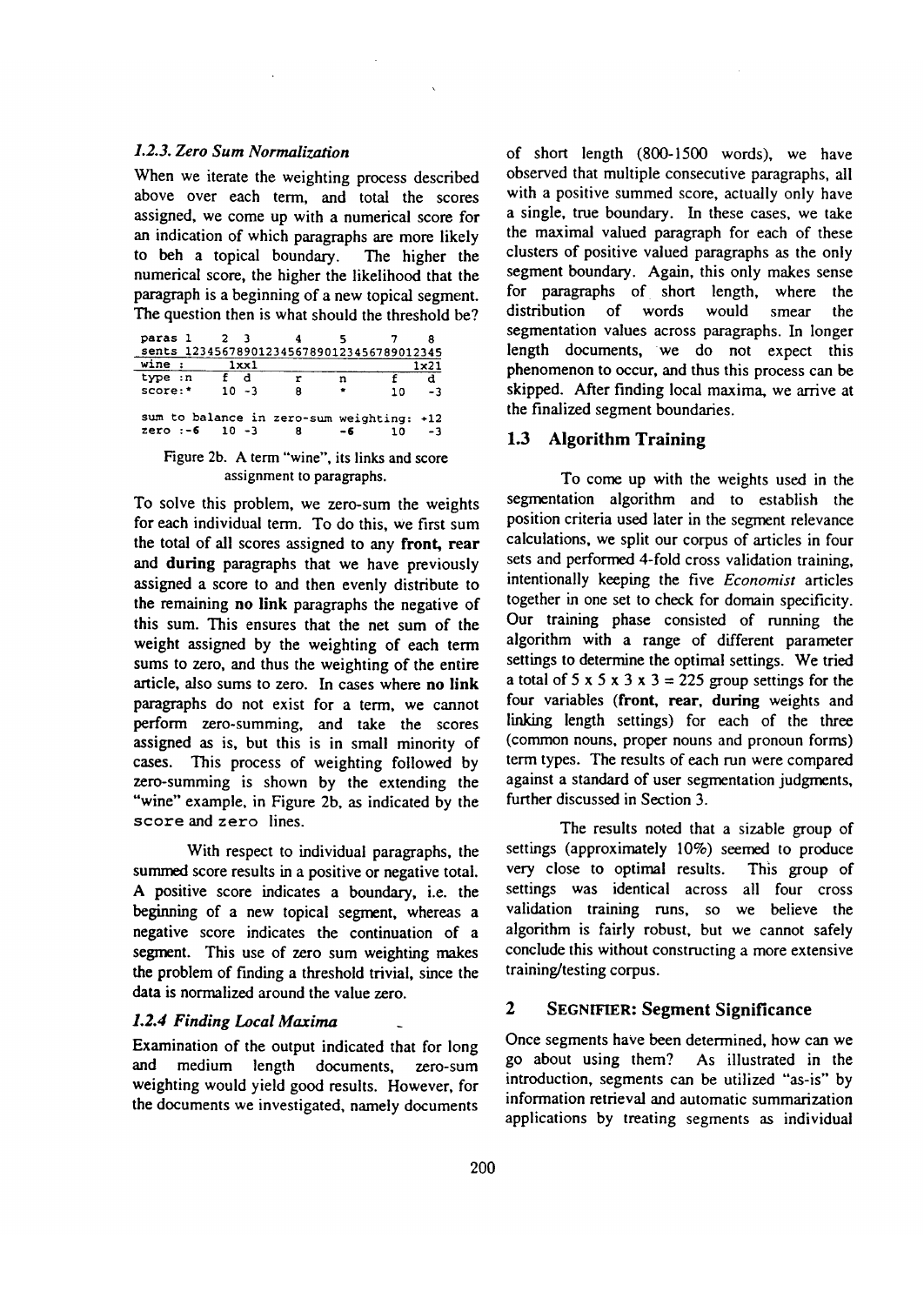### 1.2.3. Zero Sum Normalization

When we iterate the weighting process described above over each term, and total the scores assigned, we come up with a numerical score for an indication of which paragraphs are more likely to beh a topical boundary. The higher the numerical score, the higher the likelihood that the paragraph is a beginning of a new topical segment. The question then is what should the threshold be?

```
paras 1    2  3      4      5       7    8
sents 12345678901234567890123456789012345
wine :     1xx1                       1x21
type :n    f  d      r      n       f    d
score:*    10 -3     8      *       10   -3

sum to balance in zero-sum weighting: +12
zero :-6   10 -3     8      -6      10   -3
```

Figure 2b. A term "wine", its links and score assignment to paragraphs.

To solve this problem, we zero-sum the weights for each individual term. To do this, we first sum the total of all scores assigned to any **front, rear** and **during** paragraphs that we have previously assigned a score to and then evenly distribute to the remaining **no link** paragraphs the negative of this sum. This ensures that the net sum of the weight assigned by the weighting of each term sums to zero, and thus the weighting of the entire article, also sums to zero. In cases where **no link** paragraphs do not exist for a term, we cannot perform zero-summing, and take the scores assigned as is, but this is in small minority of cases. This process of weighting followed by zero-summing is shown by the extending the "wine" example, in Figure 2b, as indicated by the `score` and `zero` lines.

With respect to individual paragraphs, the summed score results in a positive or negative total. A positive score indicates a boundary, i.e. the beginning of a new topical segment, whereas a negative score indicates the continuation of a segment. This use of zero sum weighting makes the problem of finding a threshold trivial, since the data is normalized around the value zero.

### 1.2.4 Finding Local Maxima

Examination of the output indicated that for long and medium length documents, zero-sum weighting would yield good results. However, for the documents we investigated, namely documents of short length (800-1500 words), we have observed that multiple consecutive paragraphs, all with a positive summed score, actually only have a single, true boundary. In these cases, we take the maximal valued paragraph for each of these clusters of positive valued paragraphs as the only segment boundary. Again, this only makes sense for paragraphs of short length, where the distribution of words would smear the segmentation values across paragraphs. In longer length documents, we do not expect this phenomenon to occur, and thus this process can be skipped. After finding local maxima, we arrive at the finalized segment boundaries.

## 1.3 Algorithm Training

To come up with the weights used in the segmentation algorithm and to establish the position criteria used later in the segment relevance calculations, we split our corpus of articles in four sets and performed 4-fold cross validation training, intentionally keeping the five *Economist* articles together in one set to check for domain specificity. Our training phase consisted of running the algorithm with a range of different parameter settings to determine the optimal settings. We tried a total of 5 x 5 x 3 x 3 = 225 group settings for the four variables (**front, rear, during** weights and linking length settings) for each of the three (common nouns, proper nouns and pronoun forms) term types. The results of each run were compared against a standard of user segmentation judgments, further discussed in Section 3.

The results noted that a sizable group of settings (approximately 10%) seemed to produce very close to optimal results. This group of settings was identical across all four cross validation training runs, so we believe the algorithm is fairly robust, but we cannot safely conclude this without constructing a more extensive training/testing corpus.

## 2 SEGNIFIER: Segment Significance

Once segments have been determined, how can we go about using them? As illustrated in the introduction, segments can be utilized "as-is" by information retrieval and automatic summarization applications by treating segments as individual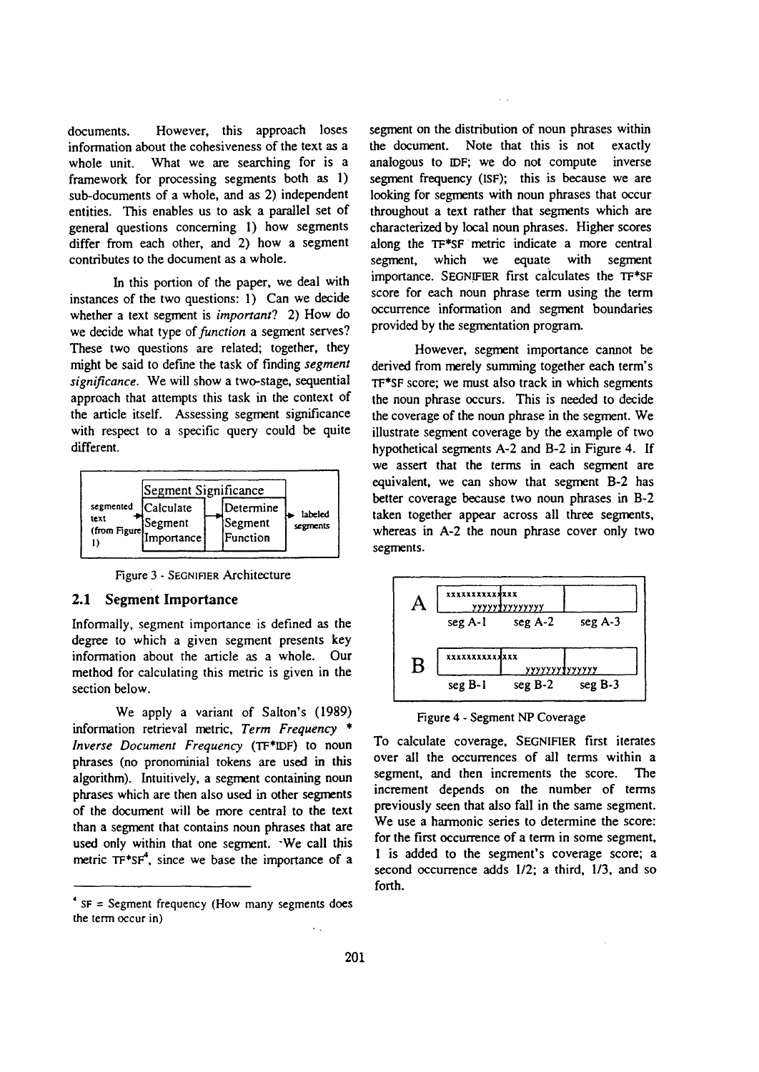documents. However, this approach loses information about the cohesiveness of the text as a whole unit. What we are searching for is a framework for processing segments both as 1) sub-documents of a whole, and as 2) independent entities. This enables us to ask a parallel set of general questions concerning 1) how segments differ from each other, and 2) how a segment contributes to the document as a whole.

In this portion of the paper, we deal with instances of the two questions: 1) Can we decide whether a text segment is *important*? 2) How do we decide what type of *function* a segment serves? These two questions are related; together, they might be said to define the task of finding *segment significance*. We will show a two-stage, sequential approach that attempts this task in the context of the article itself. Assessing segment significance with respect to a specific query could be quite different.

Segment Significance

segmented text (from Figure 1) → Calculate Segment Importance → Determine Segment Function → labeled segments

Figure 3 - SEGNIFIER Architecture

## 2.1 Segment Importance

Informally, segment importance is defined as the degree to which a given segment presents key information about the article as a whole. Our method for calculating this metric is given in the section below.

We apply a variant of Salton's (1989) information retrieval metric, *Term Frequency \* Inverse Document Frequency* (TF\*IDF) to noun phrases (no pronominial tokens are used in this algorithm). Intuitively, a segment containing noun phrases which are then also used in other segments of the document will be more central to the text than a segment that contains noun phrases that are used only within that one segment. We call this metric TF\*SF[4], since we base the importance of a segment on the distribution of noun phrases within the document. Note that this is not exactly analogous to IDF; we do not compute inverse segment frequency (ISF); this is because we are looking for segments with noun phrases that occur throughout a text rather that segments which are characterized by local noun phrases. Higher scores along the TF\*SF metric indicate a more central segment, which we equate with segment importance. SEGNIFIER first calculates the TF\*SF score for each noun phrase term using the term occurrence information and segment boundaries provided by the segmentation program.

[4] SF = Segment frequency (How many segments does the term occur in)

However, segment importance cannot be derived from merely summing together each term's TF\*SF score; we must also track in which segments the noun phrase occurs. This is needed to decide the coverage of the noun phrase in the segment. We illustrate segment coverage by the example of two hypothetical segments A-2 and B-2 in Figure 4. If we assert that the terms in each segment are equivalent, we can show that segment B-2 has better coverage because two noun phrases in B-2 taken together appear across all three segments, whereas in A-2 the noun phrase cover only two segments.

| | | | |
|---|---|---|---|
| A | xxxxxxxxxxx / yyyyy | xxx / yyyyyyyy | |
| | seg A-1 | seg A-2 | seg A-3 |
| B | xxxxxxxxxxx | xxx / yyyyyyy | yyyyyy |
| | seg B-1 | seg B-2 | seg B-3 |

Figure 4 - Segment NP Coverage

To calculate coverage, SEGNIFIER first iterates over all the occurrences of all terms within a segment, and then increments the score. The increment depends on the number of terms previously seen that also fall in the same segment. We use a harmonic series to determine the score: for the first occurrence of a term in some segment, 1 is added to the segment's coverage score; a second occurrence adds 1/2; a third, 1/3, and so forth.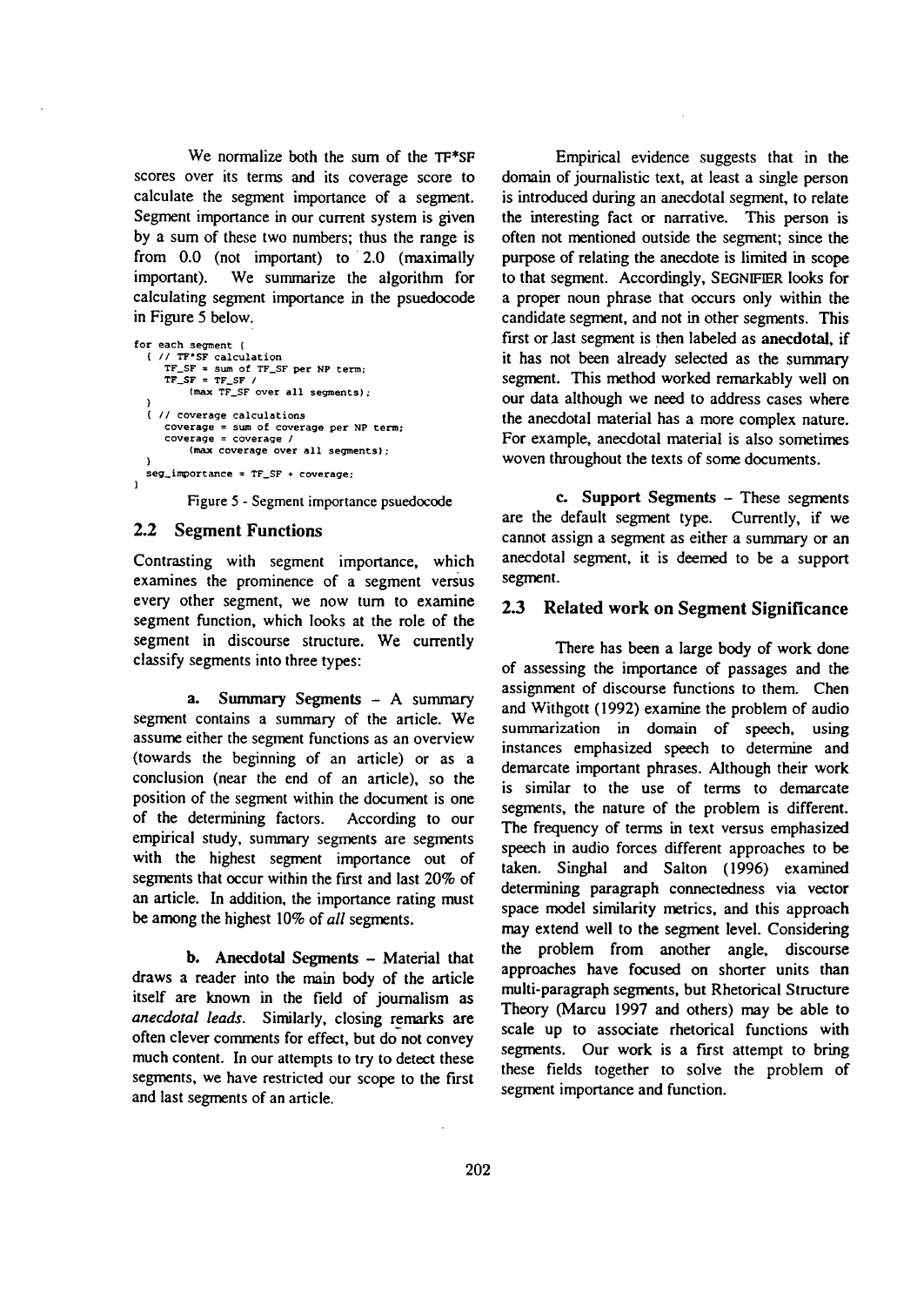We normalize both the sum of the TF*SF scores over its terms and its coverage score to calculate the segment importance of a segment. Segment importance in our current system is given by a sum of these two numbers; thus the range is from 0.0 (not important) to 2.0 (maximally important). We summarize the algorithm for calculating segment importance in the psuedocode in Figure 5 below.

```
for each segment {
  { // TF*SF calculation
    TF_SF = sum of TF_SF per NP term;
    TF_SF = TF_SF /
        (max TF_SF over all segments);
  }
  { // coverage calculations
    coverage = sum of coverage per NP term;
    coverage = coverage /
        (max coverage over all segments);
  }
  seg_importance = TF_SF + coverage;
}
```

Figure 5 - Segment importance psuedocode

## 2.2 Segment Functions

Contrasting with segment importance, which examines the prominence of a segment versus every other segment, we now turn to examine segment function, which looks at the role of the segment in discourse structure. We currently classify segments into three types:

**a. Summary Segments** – A summary segment contains a summary of the article. We assume either the segment functions as an overview (towards the beginning of an article) or as a conclusion (near the end of an article), so the position of the segment within the document is one of the determining factors. According to our empirical study, summary segments are segments with the highest segment importance out of segments that occur within the first and last 20% of an article. In addition, the importance rating must be among the highest 10% of *all* segments.

**b. Anecdotal Segments** – Material that draws a reader into the main body of the article itself are known in the field of journalism as *anecdotal leads*. Similarly, closing remarks are often clever comments for effect, but do not convey much content. In our attempts to try to detect these segments, we have restricted our scope to the first and last segments of an article.

Empirical evidence suggests that in the domain of journalistic text, at least a single person is introduced during an anecdotal segment, to relate the interesting fact or narrative. This person is often not mentioned outside the segment; since the purpose of relating the anecdote is limited in scope to that segment. Accordingly, SEGNIFIER looks for a proper noun phrase that occurs only within the candidate segment, and not in other segments. This first or last segment is then labeled as **anecdotal**, if it has not been already selected as the summary segment. This method worked remarkably well on our data although we need to address cases where the anecdotal material has a more complex nature. For example, anecdotal material is also sometimes woven throughout the texts of some documents.

**c. Support Segments** – These segments are the default segment type. Currently, if we cannot assign a segment as either a summary or an anecdotal segment, it is deemed to be a support segment.

## 2.3 Related work on Segment Significance

There has been a large body of work done of assessing the importance of passages and the assignment of discourse functions to them. Chen and Withgott (1992) examine the problem of audio summarization in domain of speech, using instances emphasized speech to determine and demarcate important phrases. Although their work is similar to the use of terms to demarcate segments, the nature of the problem is different. The frequency of terms in text versus emphasized speech in audio forces different approaches to be taken. Singhal and Salton (1996) examined determining paragraph connectedness via vector space model similarity metrics, and this approach may extend well to the segment level. Considering the problem from another angle, discourse approaches have focused on shorter units than multi-paragraph segments, but Rhetorical Structure Theory (Marcu 1997 and others) may be able to scale up to associate rhetorical functions with segments. Our work is a first attempt to bring these fields together to solve the problem of segment importance and function.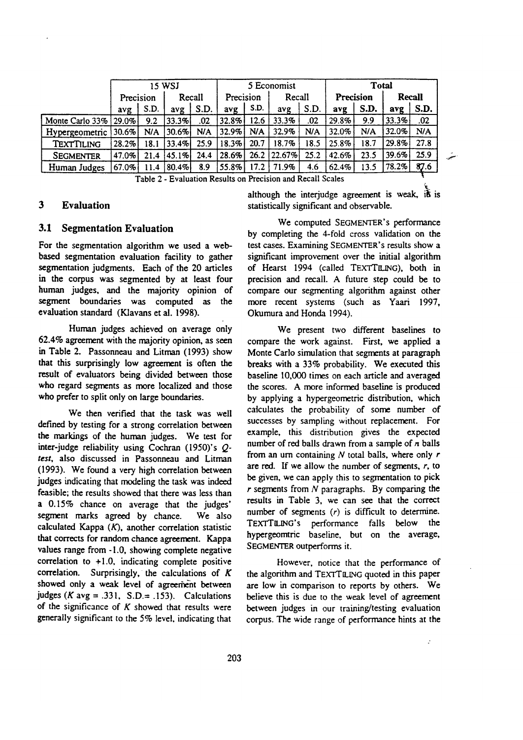| | 15 WSJ | | | | 5 Economist | | | | Total | | | |
|---|---|---|---|---|---|---|---|---|---|---|---|---|
| | Precision | | Recall | | Precision | | Recall | | Precision | | Recall | |
| | avg | S.D. | avg | S.D. | avg | S.D. | avg | S.D. | avg | S.D. | avg | S.D. |
| Monte Carlo 33% | 29.0% | 9.2 | 33.3% | .02 | 32.8% | 12.6 | 33.3% | .02 | 29.8% | 9.9 | 33.3% | .02 |
| Hypergeometric | 30.6% | N/A | 30.6% | N/A | 32.9% | N/A | 32.9% | N/A | 32.0% | N/A | 32.0% | N/A |
| TEXTTILING | 28.2% | 18.1 | 33.4% | 25.9 | 18.3% | 20.7 | 18.7% | 18.5 | 25.8% | 18.7 | 29.8% | 27.8 |
| SEGMENTER | 47.0% | 21.4 | 45.1% | 24.4 | 28.6% | 26.2 | 22.67% | 25.2 | 42.6% | 23.5 | 39.6% | 25.9 |
| Human Judges | 67.0% | 11.4 | 80.4% | 8.9 | 55.8% | 17.2 | 71.9% | 4.6 | 62.4% | 13.5 | 78.2% | 87.6 |

Table 2 - Evaluation Results on Precision and Recall Scales

## 3 Evaluation

### 3.1 Segmentation Evaluation

For the segmentation algorithm we used a web-based segmentation evaluation facility to gather segmentation judgments. Each of the 20 articles in the corpus was segmented by at least four human judges, and the majority opinion of segment boundaries was computed as the evaluation standard (Klavans et al. 1998).

Human judges achieved on average only 62.4% agreement with the majority opinion, as seen in Table 2. Passonneau and Litman (1993) show that this surprisingly low agreement is often the result of evaluators being divided between those who regard segments as more localized and those who prefer to split only on large boundaries.

We then verified that the task was well defined by testing for a strong correlation between the markings of the human judges. We test for inter-judge reliability using Cochran (1950)'s *Q-test*, also discussed in Passonneau and Litman (1993). We found a very high correlation between judges indicating that modeling the task was indeed feasible; the results showed that there was less than a 0.15% chance on average that the judges' segment marks agreed by chance. We also calculated Kappa ($K$), another correlation statistic that corrects for random chance agreement. Kappa values range from -1.0, showing complete negative correlation to +1.0, indicating complete positive correlation. Surprisingly, the calculations of $K$ showed only a weak level of agreement between judges ($K$ avg = .331, S.D.= .153). Calculations of the significance of $K$ showed that results were generally significant to the 5% level, indicating that although the interjudge agreement is weak, it is statistically significant and observable.

We computed SEGMENTER's performance by completing the 4-fold cross validation on the test cases. Examining SEGMENTER's results show a significant improvement over the initial algorithm of Hearst 1994 (called TEXTTILING), both in precision and recall. A future step could be to compare our segmenting algorithm against other more recent systems (such as Yaari 1997, Okumura and Honda 1994).

We present two different baselines to compare the work against. First, we applied a Monte Carlo simulation that segments at paragraph breaks with a 33% probability. We executed this baseline 10,000 times on each article and averaged the scores. A more informed baseline is produced by applying a hypergeometric distribution, which calculates the probability of some number of successes by sampling without replacement. For example, this distribution gives the expected number of red balls drawn from a sample of $n$ balls from an urn containing $N$ total balls, where only $r$ are red. If we allow the number of segments, $r$, to be given, we can apply this to segmentation to pick $r$ segments from $N$ paragraphs. By comparing the results in Table 3, we can see that the correct number of segments ($r$) is difficult to determine. TEXTTILING's performance falls below the hypergeomtric baseline, but on the average, SEGMENTER outperforms it.

However, notice that the performance of the algorithm and TEXTTILING quoted in this paper are low in comparison to reports by others. We believe this is due to the weak level of agreement between judges in our training/testing evaluation corpus. The wide range of performance hints at the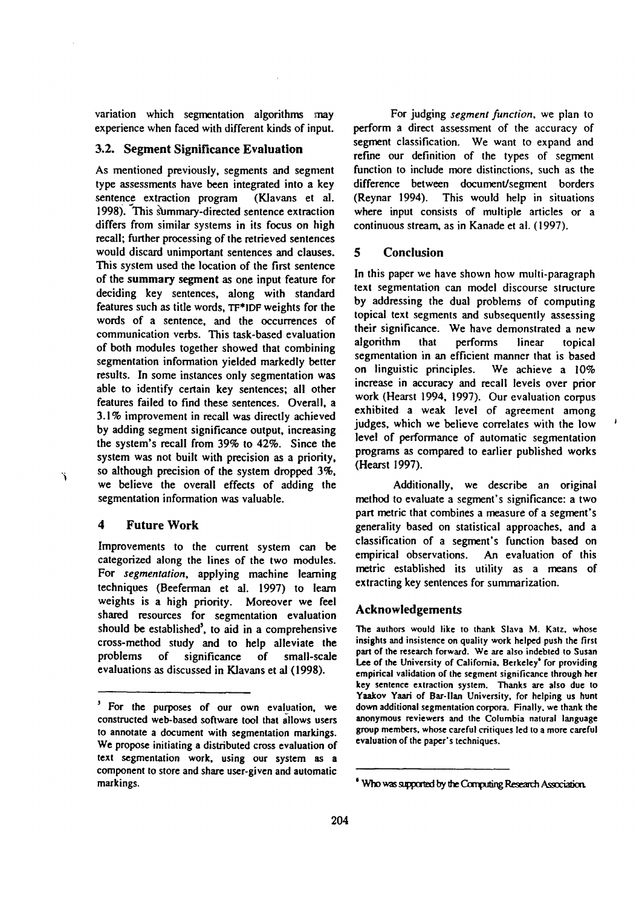variation which segmentation algorithms may experience when faced with different kinds of input.

### 3.2. Segment Significance Evaluation

As mentioned previously, segments and segment type assessments have been integrated into a key sentence extraction program (Klavans et al. 1998). This summary-directed sentence extraction differs from similar systems in its focus on high recall; further processing of the retrieved sentences would discard unimportant sentences and clauses. This system used the location of the first sentence of the **summary segment** as one input feature for deciding key sentences, along with standard features such as title words, TF*IDF weights for the words of a sentence, and the occurrences of communication verbs. This task-based evaluation of both modules together showed that combining segmentation information yielded markedly better results. In some instances only segmentation was able to identify certain key sentences; all other features failed to find these sentences. Overall, a 3.1% improvement in recall was directly achieved by adding segment significance output, increasing the system's recall from 39% to 42%. Since the system was not built with precision as a priority, so although precision of the system dropped 3%, we believe the overall effects of adding the segmentation information was valuable.

## 4 Future Work

Improvements to the current system can be categorized along the lines of the two modules. For *segmentation*, applying machine learning techniques (Beeferman et al. 1997) to learn weights is a high priority. Moreover we feel shared resources for segmentation evaluation should be established[3], to aid in a comprehensive cross-method study and to help alleviate the problems of significance of small-scale evaluations as discussed in Klavans et al (1998).

For judging *segment function*, we plan to perform a direct assessment of the accuracy of segment classification. We want to expand and refine our definition of the types of segment function to include more distinctions, such as the difference between document/segment borders (Reynar 1994). This would help in situations where input consists of multiple articles or a continuous stream, as in Kanade et al. (1997).

## 5 Conclusion

In this paper we have shown how multi-paragraph text segmentation can model discourse structure by addressing the dual problems of computing topical text segments and subsequently assessing their significance. We have demonstrated a new algorithm that performs linear topical segmentation in an efficient manner that is based on linguistic principles. We achieve a 10% increase in accuracy and recall levels over prior work (Hearst 1994, 1997). Our evaluation corpus exhibited a weak level of agreement among judges, which we believe correlates with the low level of performance of automatic segmentation programs as compared to earlier published works (Hearst 1997).

Additionally, we describe an original method to evaluate a segment's significance: a two part metric that combines a measure of a segment's generality based on statistical approaches, and a classification of a segment's function based on empirical observations. An evaluation of this metric established its utility as a means of extracting key sentences for summarization.

## Acknowledgements

The authors would like to thank Slava M. Katz, whose insights and insistence on quality work helped push the first part of the research forward. We are also indebted to Susan Lee of the University of California, Berkeley[4] for providing empirical validation of the segment significance through her key sentence extraction system. Thanks are also due to Yaakov Yaari of Bar-Ilan University, for helping us hunt down additional segmentation corpora. Finally, we thank the anonymous reviewers and the Columbia natural language group members, whose careful critiques led to a more careful evaluation of the paper's techniques.

---

[3] For the purposes of our own evaluation, we constructed web-based software tool that allows users to annotate a document with segmentation markings. We propose initiating a distributed cross evaluation of text segmentation work, using our system as a component to store and share user-given and automatic markings.

[4] Who was supported by the Computing Research Association.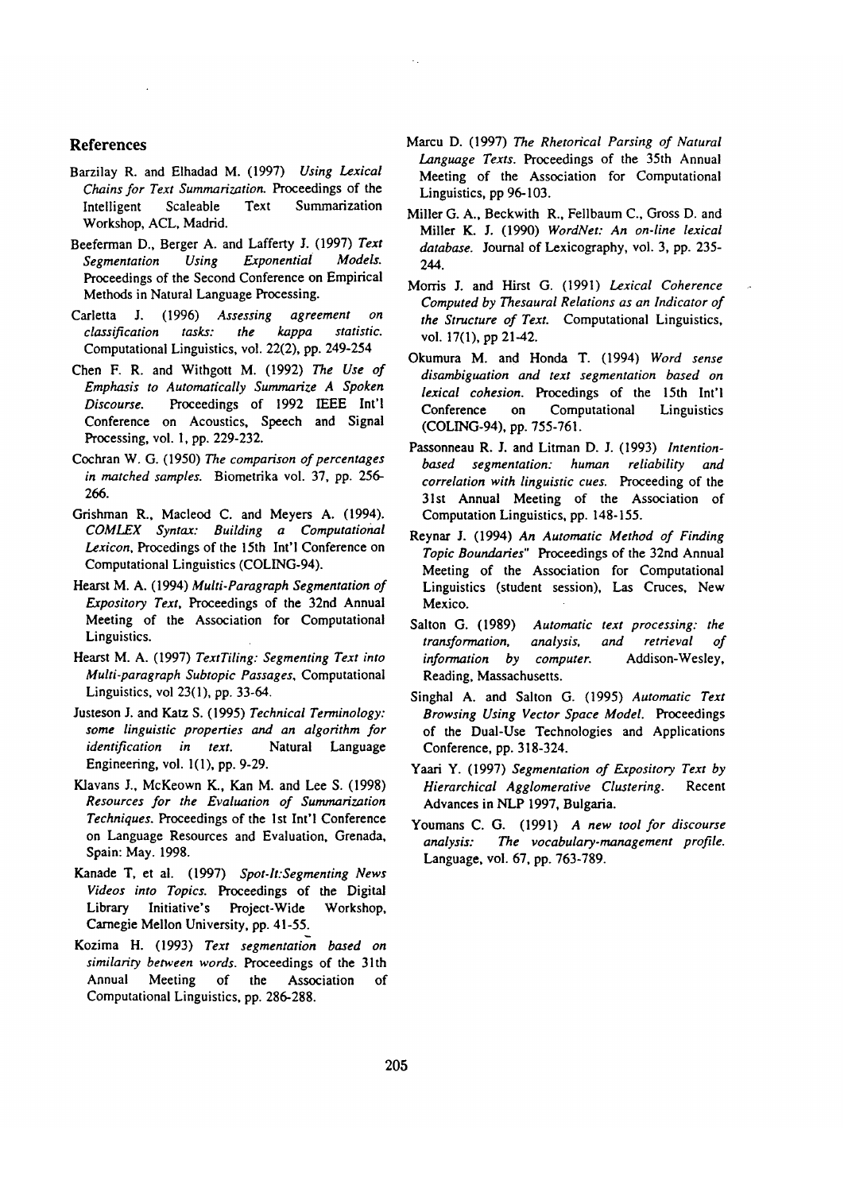## References

Barzilay R. and Elhadad M. (1997) *Using Lexical Chains for Text Summarization.* Proceedings of the Intelligent Scaleable Text Summarization Workshop, ACL, Madrid.

Beeferman D., Berger A. and Lafferty J. (1997) *Text Segmentation Using Exponential Models.* Proceedings of the Second Conference on Empirical Methods in Natural Language Processing.

Carletta J. (1996) *Assessing agreement on classification tasks: the kappa statistic.* Computational Linguistics, vol. 22(2), pp. 249-254

Chen F. R. and Withgott M. (1992) *The Use of Emphasis to Automatically Summarize A Spoken Discourse.* Proceedings of 1992 IEEE Int'l Conference on Acoustics, Speech and Signal Processing, vol. 1, pp. 229-232.

Cochran W. G. (1950) *The comparison of percentages in matched samples.* Biometrika vol. 37, pp. 256-266.

Grishman R., Macleod C. and Meyers A. (1994). *COMLEX Syntax: Building a Computational Lexicon,* Procedings of the 15th Int'l Conference on Computational Linguistics (COLING-94).

Hearst M. A. (1994) *Multi-Paragraph Segmentation of Expository Text,* Proceedings of the 32nd Annual Meeting of the Association for Computational Linguistics.

Hearst M. A. (1997) *TextTiling: Segmenting Text into Multi-paragraph Subtopic Passages,* Computational Linguistics, vol 23(1), pp. 33-64.

Justeson J. and Katz S. (1995) *Technical Terminology: some linguistic properties and an algorithm for identification in text.* Natural Language Engineering, vol. 1(1), pp. 9-29.

Klavans J., McKeown K., Kan M. and Lee S. (1998) *Resources for the Evaluation of Summarization Techniques.* Proceedings of the 1st Int'l Conference on Language Resources and Evaluation, Grenada, Spain: May. 1998.

Kanade T, et al. (1997) *Spot-It:Segmenting News Videos into Topics.* Proceedings of the Digital Library Initiative's Project-Wide Workshop, Carnegie Mellon University, pp. 41-55.

Kozima H. (1993) *Text segmentation based on similarity between words.* Proceedings of the 31th Annual Meeting of the Association of Computational Linguistics, pp. 286-288.

Marcu D. (1997) *The Rhetorical Parsing of Natural Language Texts.* Proceedings of the 35th Annual Meeting of the Association for Computational Linguistics, pp 96-103.

Miller G. A., Beckwith R., Fellbaum C., Gross D. and Miller K. J. (1990) *WordNet: An on-line lexical database.* Journal of Lexicography, vol. 3, pp. 235-244.

Morris J. and Hirst G. (1991) *Lexical Coherence Computed by Thesaural Relations as an Indicator of the Structure of Text.* Computational Linguistics, vol. 17(1), pp 21-42.

Okumura M. and Honda T. (1994) *Word sense disambiguation and text segmentation based on lexical cohesion.* Procedings of the 15th Int'l Conference on Computational Linguistics (COLING-94), pp. 755-761.

Passonneau R. J. and Litman D. J. (1993) *Intention-based segmentation: human reliability and correlation with linguistic cues.* Proceeding of the 31st Annual Meeting of the Association of Computation Linguistics, pp. 148-155.

Reynar J. (1994) *An Automatic Method of Finding Topic Boundaries"* Proceedings of the 32nd Annual Meeting of the Association for Computational Linguistics (student session), Las Cruces, New Mexico.

Salton G. (1989) *Automatic text processing: the transformation, analysis, and retrieval of information by computer.* Addison-Wesley, Reading, Massachusetts.

Singhal A. and Salton G. (1995) *Automatic Text Browsing Using Vector Space Model.* Proceedings of the Dual-Use Technologies and Applications Conference, pp. 318-324.

Yaari Y. (1997) *Segmentation of Expository Text by Hierarchical Agglomerative Clustering.* Recent Advances in NLP 1997, Bulgaria.

Youmans C. G. (1991) *A new tool for discourse analysis: The vocabulary-management profile.* Language, vol. 67, pp. 763-789.